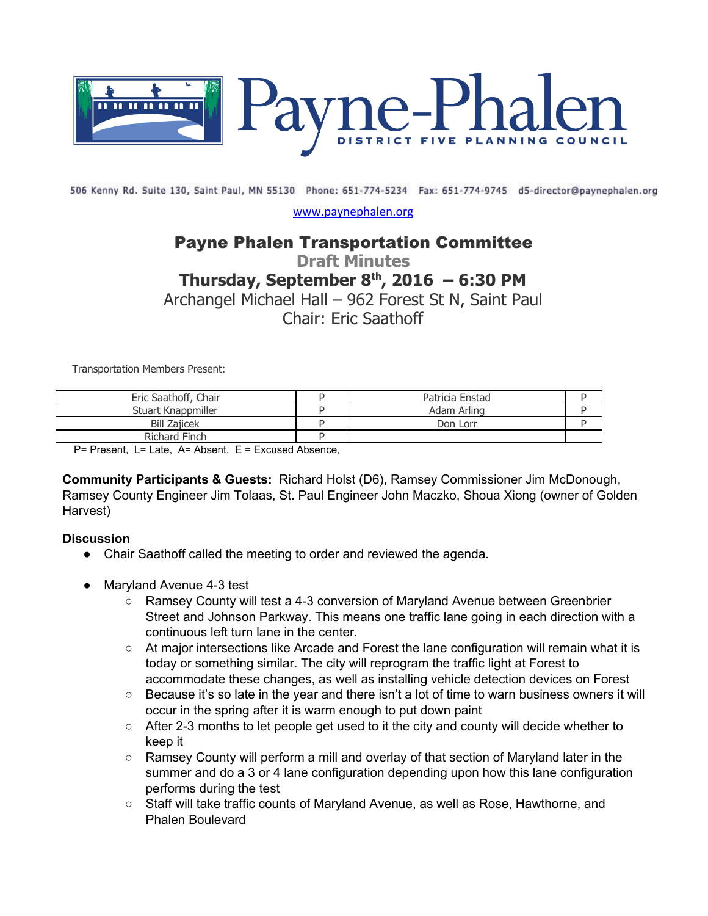# Payne-Phalen

DISTRICT FIVE PLANNING COUNCIL

506 Kenny Rd. Suite 130, Saint Paul, MN 55130 Phone: 651-774-5234 Fax: 651-774-9745 d5-director@paynephalen.org

www.paynephalen.org

## Payne Phalen Transportation Committee

### Draft Minutes

### Thursday, September 8th, 2016 – 6:30 PM

Archangel Michael Hall – 962 Forest St N, Saint Paul

Chair: Eric Saathoff

Transportation Members Present:

| Eric Saathoff, Chair | P | Patricia Enstad | P |
|---|---|---|---|
| Stuart Knappmiller | P | Adam Arling | P |
| Bill Zajicek | P | Don Lorr | P |
| Richard Finch | P | | |

P= Present, L= Late, A= Absent, E = Excused Absence,

**Community Participants & Guests:** Richard Holst (D6), Ramsey Commissioner Jim McDonough, Ramsey County Engineer Jim Tolaas, St. Paul Engineer John Maczko, Shoua Xiong (owner of Golden Harvest)

**Discussion**

- Chair Saathoff called the meeting to order and reviewed the agenda.
- Maryland Avenue 4-3 test
  - Ramsey County will test a 4-3 conversion of Maryland Avenue between Greenbrier Street and Johnson Parkway. This means one traffic lane going in each direction with a continuous left turn lane in the center.
  - At major intersections like Arcade and Forest the lane configuration will remain what it is today or something similar. The city will reprogram the traffic light at Forest to accommodate these changes, as well as installing vehicle detection devices on Forest
  - Because it's so late in the year and there isn't a lot of time to warn business owners it will occur in the spring after it is warm enough to put down paint
  - After 2-3 months to let people get used to it the city and county will decide whether to keep it
  - Ramsey County will perform a mill and overlay of that section of Maryland later in the summer and do a 3 or 4 lane configuration depending upon how this lane configuration performs during the test
  - Staff will take traffic counts of Maryland Avenue, as well as Rose, Hawthorne, and Phalen Boulevard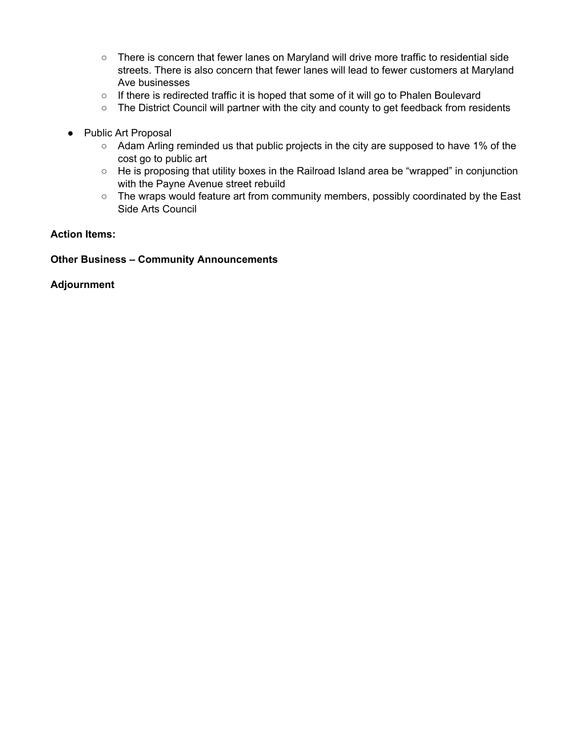- There is concern that fewer lanes on Maryland will drive more traffic to residential side streets. There is also concern that fewer lanes will lead to fewer customers at Maryland Ave businesses
  - If there is redirected traffic it is hoped that some of it will go to Phalen Boulevard
  - The District Council will partner with the city and county to get feedback from residents

- Public Art Proposal
  - Adam Arling reminded us that public projects in the city are supposed to have 1% of the cost go to public art
  - He is proposing that utility boxes in the Railroad Island area be "wrapped" in conjunction with the Payne Avenue street rebuild
  - The wraps would feature art from community members, possibly coordinated by the East Side Arts Council

**Action Items:**

**Other Business – Community Announcements**

**Adjournment**